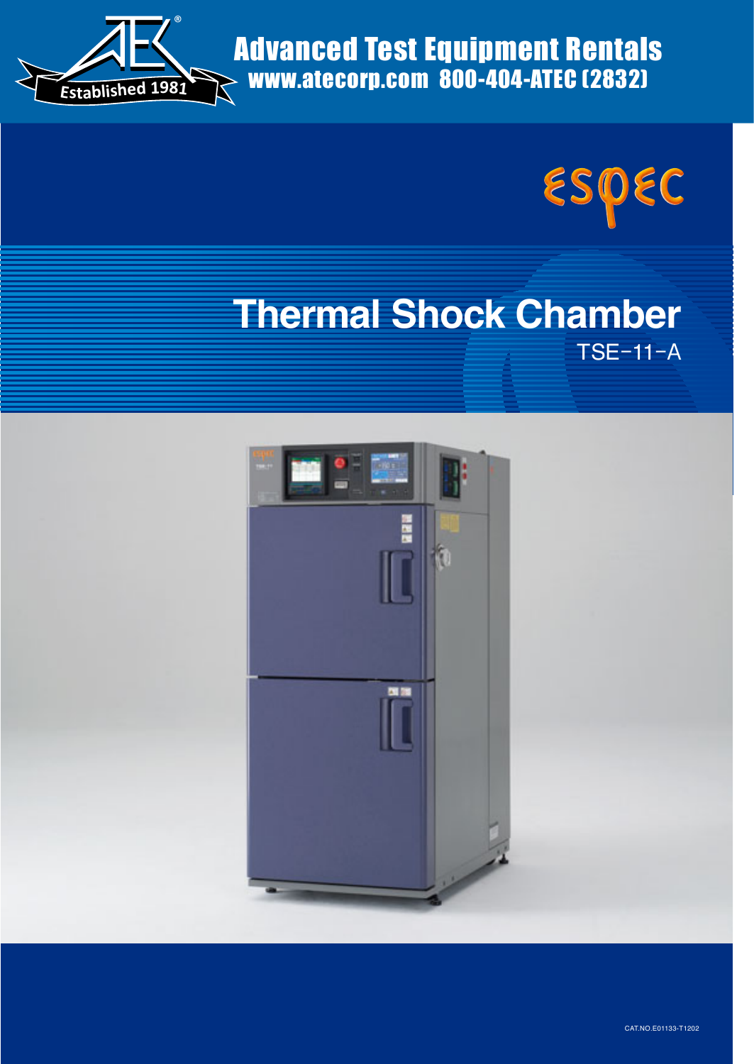Advanced Test Equipment Rentals
www.atecorp.com 800-404-ATEC (2832)

Established 1981

espec

# Thermal Shock Chamber

## TSE-11-A

CAT.NO.E01133-T1202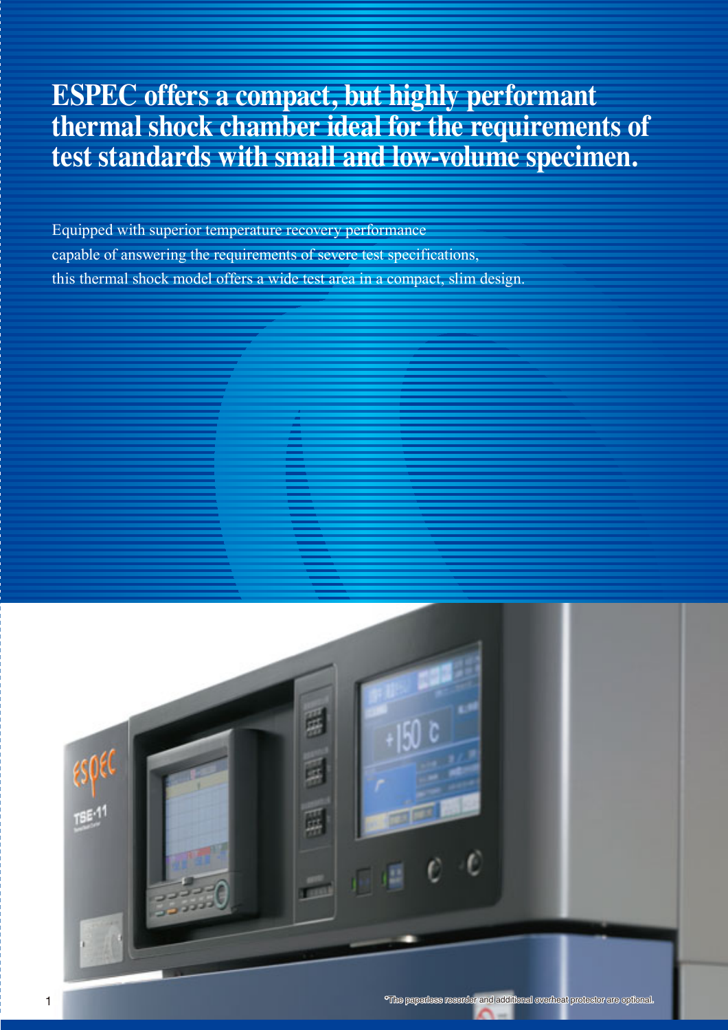# ESPEC offers a compact, but highly performant thermal shock chamber ideal for the requirements of test standards with small and low-volume specimen.

Equipped with superior temperature recovery performance capable of answering the requirements of severe test specifications, this thermal shock model offers a wide test area in a compact, slim design.

*The paperless recorder and additional overheat protector are optional.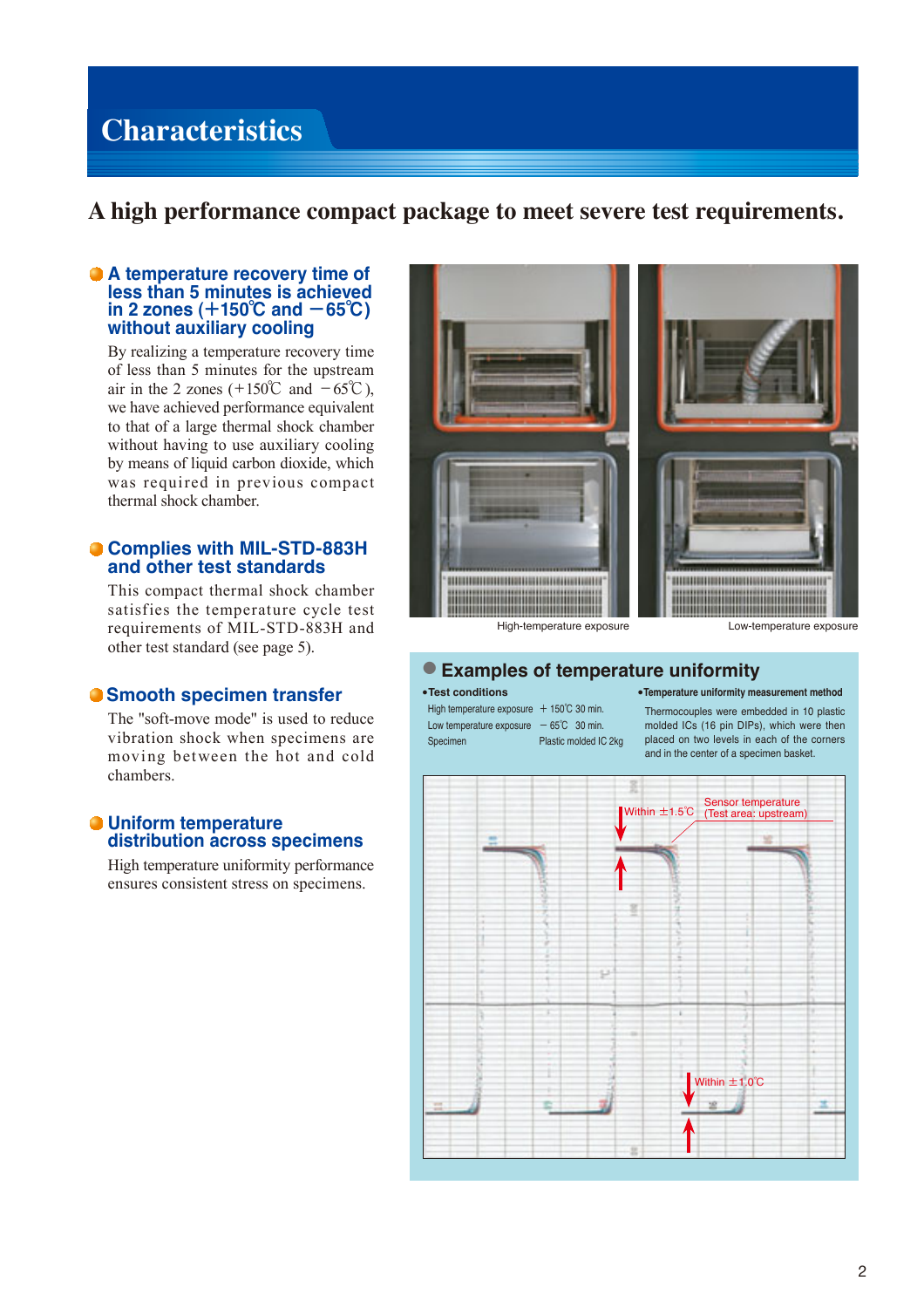# Characteristics

## A high performance compact package to meet severe test requirements.

### A temperature recovery time of less than 5 minutes is achieved in 2 zones (+150℃ and −65℃) without auxiliary cooling

By realizing a temperature recovery time of less than 5 minutes for the upstream air in the 2 zones (+150℃ and −65℃), we have achieved performance equivalent to that of a large thermal shock chamber without having to use auxiliary cooling by means of liquid carbon dioxide, which was required in previous compact thermal shock chamber.

### Complies with MIL-STD-883H and other test standards

This compact thermal shock chamber satisfies the temperature cycle test requirements of MIL-STD-883H and other test standard (see page 5).

### Smooth specimen transfer

The "soft-move mode" is used to reduce vibration shock when specimens are moving between the hot and cold chambers.

### Uniform temperature distribution across specimens

High temperature uniformity performance ensures consistent stress on specimens.

High-temperature exposure

Low-temperature exposure

### Examples of temperature uniformity

**•Test conditions**

| | |
|---|---|
| High temperature exposure | +150℃ 30 min. |
| Low temperature exposure | −65℃ 30 min. |
| Specimen | Plastic molded IC 2kg |

**•Temperature uniformity measurement method**

Thermocouples were embedded in 10 plastic molded ICs (16 pin DIPs), which were then placed on two levels in each of the corners and in the center of a specimen basket.

Within ±1.5℃

Sensor temperature (Test area: upstream)

Within ±1.0℃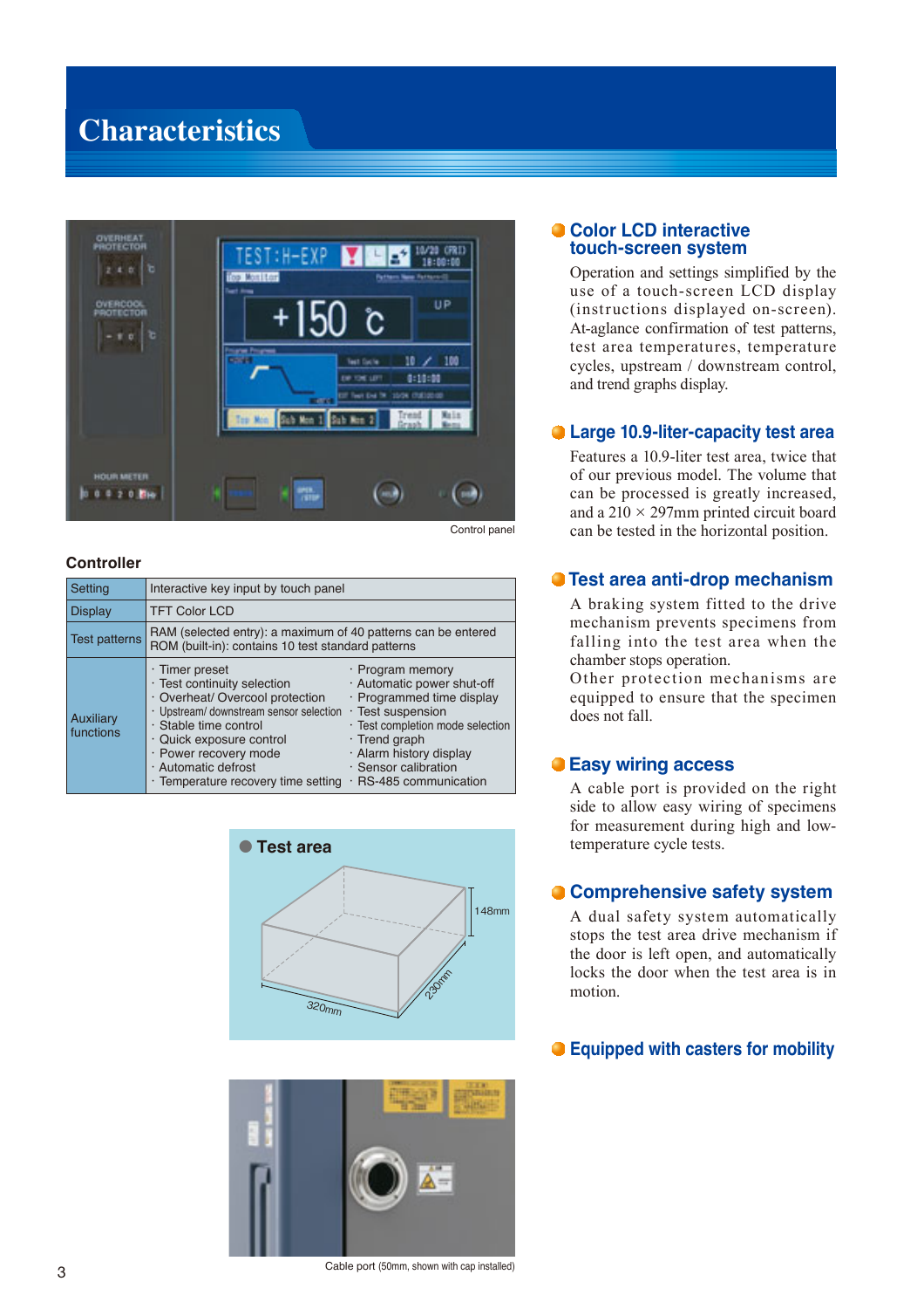# Characteristics

Control panel

### Controller

| Setting | Interactive key input by touch panel | |
|---|---|---|
| Display | TFT Color LCD | |
| Test patterns | RAM (selected entry): a maximum of 40 patterns can be entered<br>ROM (built-in): contains 10 test standard patterns | |
| Auxiliary functions | · Timer preset<br>· Test continuity selection<br>· Overheat/ Overcool protection<br>· Upstream/ downstream sensor selection<br>· Stable time control<br>· Quick exposure control<br>· Power recovery mode<br>· Automatic defrost<br>· Temperature recovery time setting | · Program memory<br>· Automatic power shut-off<br>· Programmed time display<br>· Test suspension<br>· Test completion mode selection<br>· Trend graph<br>· Alarm history display<br>· Sensor calibration<br>· RS-485 communication |

**Test area**

148mm
230mm
320mm

Cable port (50mm, shown with cap installed)

## Color LCD interactive touch-screen system

Operation and settings simplified by the use of a touch-screen LCD display (instructions displayed on-screen). At-aglance confirmation of test patterns, test area temperatures, temperature cycles, upstream / downstream control, and trend graphs display.

## Large 10.9-liter-capacity test area

Features a 10.9-liter test area, twice that of our previous model. The volume that can be processed is greatly increased, and a 210 × 297mm printed circuit board can be tested in the horizontal position.

## Test area anti-drop mechanism

A braking system fitted to the drive mechanism prevents specimens from falling into the test area when the chamber stops operation.
Other protection mechanisms are equipped to ensure that the specimen does not fall.

## Easy wiring access

A cable port is provided on the right side to allow easy wiring of specimens for measurement during high and low-temperature cycle tests.

## Comprehensive safety system

A dual safety system automatically stops the test area drive mechanism if the door is left open, and automatically locks the door when the test area is in motion.

## Equipped with casters for mobility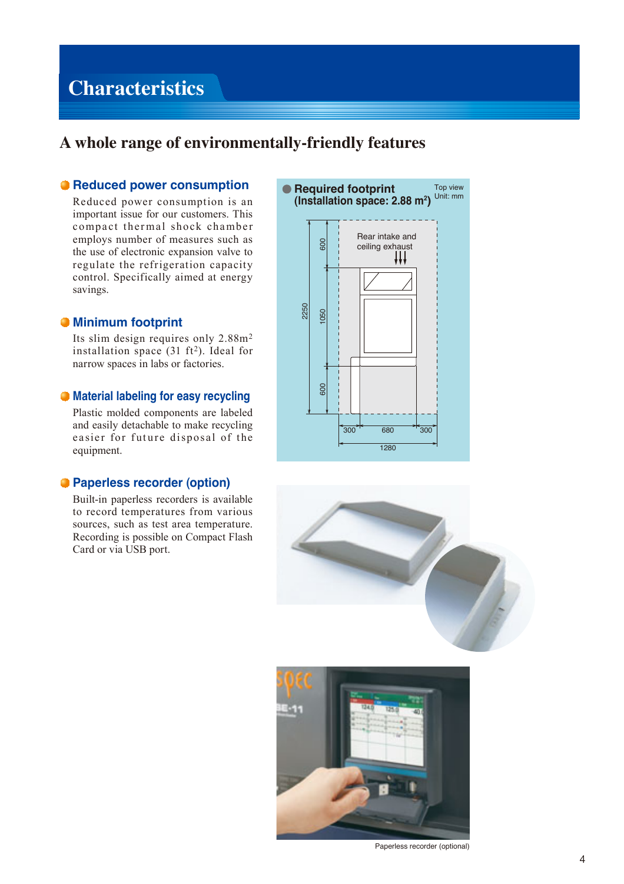# Characteristics

## A whole range of environmentally-friendly features

### Reduced power consumption

Reduced power consumption is an important issue for our customers. This compact thermal shock chamber employs number of measures such as the use of electronic expansion valve to regulate the refrigeration capacity control. Specifically aimed at energy savings.

### Minimum footprint

Its slim design requires only 2.88m$^2$ installation space (31 ft$^2$). Ideal for narrow spaces in labs or factories.

### Material labeling for easy recycling

Plastic molded components are labeled and easily detachable to make recycling easier for future disposal of the equipment.

### Paperless recorder (option)

Built-in paperless recorders is available to record temperatures from various sources, such as test area temperature. Recording is possible on Compact Flash Card or via USB port.

### Required footprint (Installation space: 2.88 m$^2$)

Top view
Unit: mm

Rear intake and ceiling exhaust

2250, 600, 1050, 600, 300, 680, 300, 1280

Paperless recorder (optional)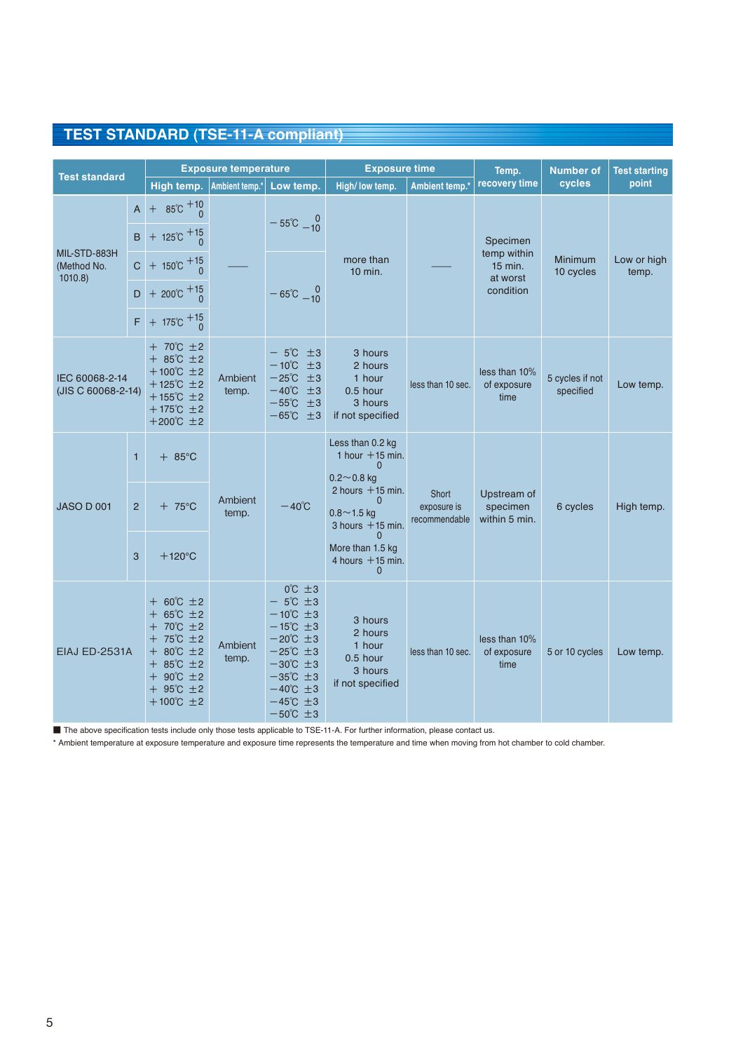## TEST STANDARD (TSE-11-A compliant)

| Test standard | | Exposure temperature | | | Exposure time | | Temp. recovery time | Number of cycles | Test starting point |
|---|---|---|---|---|---|---|---|---|---|
| | | High temp. | Ambient temp.* | Low temp. | High/ low temp. | Ambient temp.* | | | |
| MIL-STD-883H (Method No. 1010.8) | A | $+85℃\,^{+10}_{\ 0}$ | —— | $-55℃\,^{\ 0}_{-10}$ | more than 10 min. | —— | Specimen temp within 15 min. at worst condition | Minimum 10 cycles | Low or high temp. |
| | B | $+125℃\,^{+15}_{\ 0}$ | | | | | | | |
| | C | $+150℃\,^{+15}_{\ 0}$ | | $-65℃\,^{\ 0}_{-10}$ | | | | | |
| | D | $+200℃\,^{+15}_{\ 0}$ | | | | | | | |
| | F | $+175℃\,^{+15}_{\ 0}$ | | | | | | | |
| IEC 60068-2-14 (JIS C 60068-2-14) | | +70℃ ±2<br>+85℃ ±2<br>+100℃ ±2<br>+125℃ ±2<br>+155℃ ±2<br>+175℃ ±2<br>+200℃ ±2 | Ambient temp. | −5℃ ±3<br>−10℃ ±3<br>−25℃ ±3<br>−40℃ ±3<br>−55℃ ±3<br>−65℃ ±3 | 3 hours<br>2 hours<br>1 hour<br>0.5 hour<br>3 hours<br>if not specified | less than 10 sec. | less than 10% of exposure time | 5 cycles if not specified | Low temp. |
| JASO D 001 | 1 | +85°C | Ambient temp. | −40℃ | Less than 0.2 kg<br>$1\text{ hour }^{+15\text{ min.}}_{\ 0}$<br>0.2〜0.8 kg<br>$2\text{ hours }^{+15\text{ min.}}_{\ 0}$<br>0.8〜1.5 kg<br>$3\text{ hours }^{+15\text{ min.}}_{\ 0}$<br>More than 1.5 kg<br>$4\text{ hours }^{+15\text{ min.}}_{\ 0}$ | Short exposure is recommendable | Upstream of specimen within 5 min. | 6 cycles | High temp. |
| | 2 | +75°C | | | | | | | |
| | 3 | +120°C | | | | | | | |
| EIAJ ED-2531A | | +60℃ ±2<br>+65℃ ±2<br>+70℃ ±2<br>+75℃ ±2<br>+80℃ ±2<br>+85℃ ±2<br>+90℃ ±2<br>+95℃ ±2<br>+100℃ ±2 | Ambient temp. | 0℃ ±3<br>−5℃ ±3<br>−10℃ ±3<br>−15℃ ±3<br>−20℃ ±3<br>−25℃ ±3<br>−30℃ ±3<br>−35℃ ±3<br>−40℃ ±3<br>−45℃ ±3<br>−50℃ ±3 | 3 hours<br>2 hours<br>1 hour<br>0.5 hour<br>3 hours<br>if not specified | less than 10 sec. | less than 10% of exposure time | 5 or 10 cycles | Low temp. |

■ The above specification tests include only those tests applicable to TSE-11-A. For further information, please contact us.

* Ambient temperature at exposure temperature and exposure time represents the temperature and time when moving from hot chamber to cold chamber.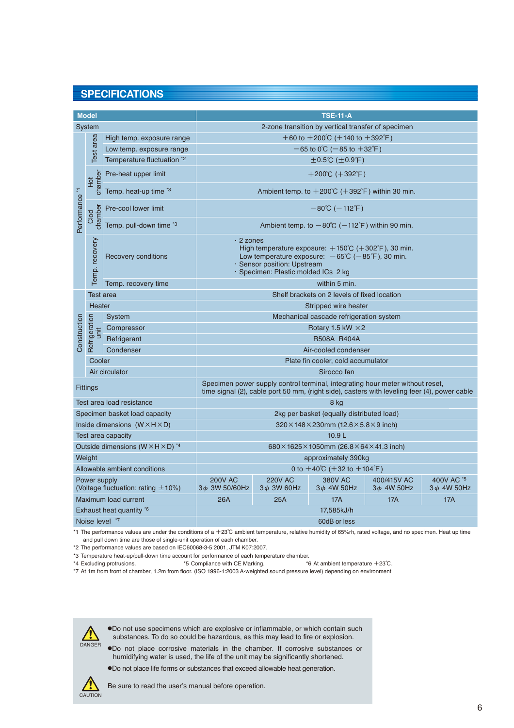## SPECIFICATIONS

| Model | | | | TSE-11-A | | | | |
|---|---|---|---|---|---|---|---|---|
| System | | | | 2-zone transition by vertical transfer of specimen | | | | |
| Performance [*1] | Test area | High temp. exposure range | | +60 to +200℃ (+140 to +392℉) | | | | |
| | | Low temp. exposure range | | −65 to 0℃ (−85 to +32℉) | | | | |
| | | Temperature fluctuation [*2] | | ±0.5℃ (±0.9℉) | | | | |
| | Hot chamber | Pre-heat upper limit | | +200℃ (+392℉) | | | | |
| | | Temp. heat-up time [*3] | | Ambient temp. to +200℃ (+392℉) within 30 min. | | | | |
| | Clod chamber | Pre-cool lower limit | | −80℃ (−112℉) | | | | |
| | | Temp. pull-down time [*3] | | Ambient temp. to −80℃ (−112℉) within 90 min. | | | | |
| | Temp. recovery | Recovery conditions | | · 2 zones<br>High temperature exposure: +150℃ (+302℉), 30 min.<br>Low temperature exposure: −65℃ (−85℉), 30 min.<br>· Sensor position: Upstream<br>· Specimen: Plastic molded ICs 2 kg | | | | |
| | | Temp. recovery time | | within 5 min. | | | | |
| Construction | Test area | | | Shelf brackets on 2 levels of fixed location | | | | |
| | Heater | | | Stripped wire heater | | | | |
| | Refrigeration unit | System | | Mechanical cascade refrigeration system | | | | |
| | | Compressor | | Rotary 1.5 kW ×2 | | | | |
| | | Refrigerant | | R508A R404A | | | | |
| | | Condenser | | Air-cooled condenser | | | | |
| | Cooler | | | Plate fin cooler, cold accumulator | | | | |
| | Air circulator | | | Sirocco fan | | | | |
| Fittings | | | | Specimen power supply control terminal, integrating hour meter without reset, time signal (2), cable port 50 mm, (right side), casters with leveling feer (4), power cable | | | | |
| Test area load resistance | | | | 8 kg | | | | |
| Specimen basket load capacity | | | | 2kg per basket (equally distributed load) | | | | |
| Inside dimensions (W×H×D) | | | | 320×148×230mm (12.6×5.8×9 inch) | | | | |
| Test area capacity | | | | 10.9 L | | | | |
| Outside dimensions (W×H×D) [*4] | | | | 680×1625×1050mm (26.8×64×41.3 inch) | | | | |
| Weight | | | | approximately 390kg | | | | |
| Allowable ambient conditions | | | | 0 to +40℃ (+32 to +104℉) | | | | |
| Power supply (Voltage fluctuation: rating ±10%) | | | | 200V AC 3φ 3W 50/60Hz | 220V AC 3φ 3W 60Hz | 380V AC 3φ 4W 50Hz | 400/415V AC 3φ 4W 50Hz | 400V AC [*5] 3φ 4W 50Hz |
| Maximum load current | | | | 26A | 25A | 17A | 17A | 17A |
| Exhaust heat quantity [*6] | | | | 17,585kJ/h | | | | |
| Noise level [*7] | | | | 60dB or less | | | | |

*1 The performance values are under the conditions of a +23℃ ambient temperature, relative humidity of 65%rh, rated voltage, and no specimen. Heat up time and pull down time are those of single-unit operation of each chamber.
*2 The performance values are based on IEC60068-3-5:2001, JTM K07:2007.
*3 Temperature heat-up/pull-down time account for performance of each temperature chamber.
*4 Excluding protrusions.
*5 Compliance with CE Marking.
*6 At ambient temperature +23℃.
*7 At 1m from front of chamber, 1.2m from floor. (ISO 1996-1:2003 A-weighted sound pressure level) depending on environment

DANGER

- Do not use specimens which are explosive or inflammable, or which contain such substances. To do so could be hazardous, as this may lead to fire or explosion.
- Do not place corrosive materials in the chamber. If corrosive substances or humidifying water is used, the life of the unit may be significantly shortened.
- Do not place life forms or substances that exceed allowable heat generation.

CAUTION

Be sure to read the user's manual before operation.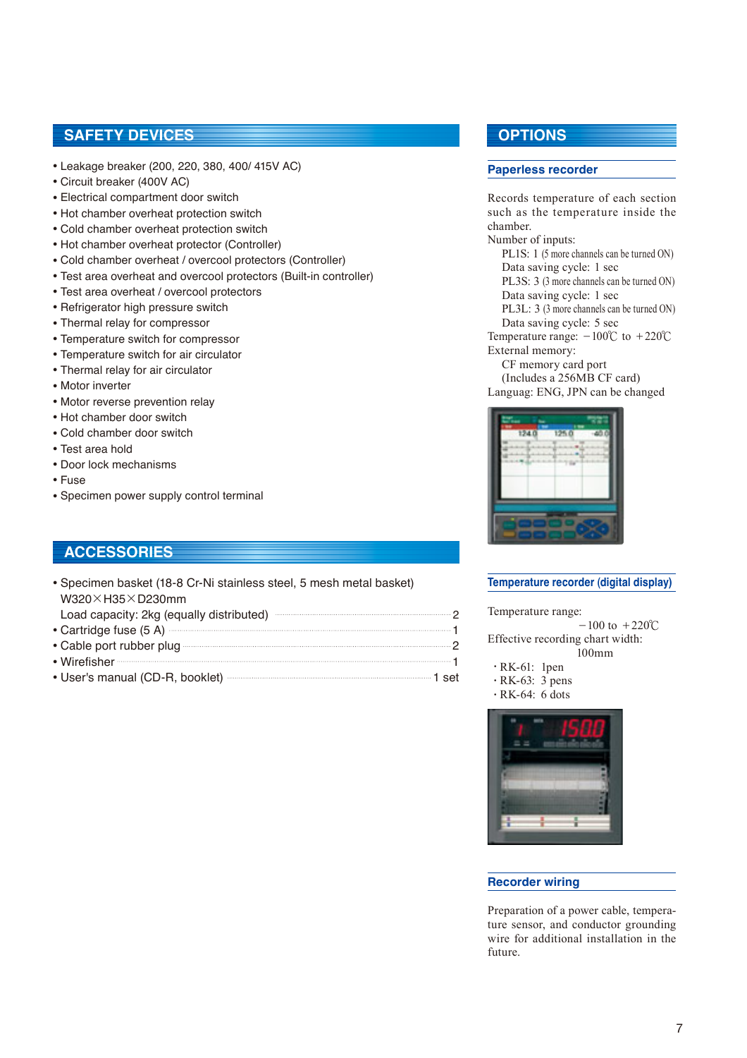## SAFETY DEVICES

- Leakage breaker (200, 220, 380, 400/ 415V AC)
- Circuit breaker (400V AC)
- Electrical compartment door switch
- Hot chamber overheat protection switch
- Cold chamber overheat protection switch
- Hot chamber overheat protector (Controller)
- Cold chamber overheat / overcool protectors (Controller)
- Test area overheat and overcool protectors (Built-in controller)
- Test area overheat / overcool protectors
- Refrigerator high pressure switch
- Thermal relay for compressor
- Temperature switch for compressor
- Temperature switch for air circulator
- Thermal relay for air circulator
- Motor inverter
- Motor reverse prevention relay
- Hot chamber door switch
- Cold chamber door switch
- Test area hold
- Door lock mechanisms
- Fuse
- Specimen power supply control terminal

## ACCESSORIES

- Specimen basket (18-8 Cr-Ni stainless steel, 5 mesh metal basket) W320×H35×D230mm
  Load capacity: 2kg (equally distributed) ........ 2
- Cartridge fuse (5 A) ........ 1
- Cable port rubber plug ........ 2
- Wirefisher ........ 1
- User's manual (CD-R, booklet) ........ 1 set

## OPTIONS

### Paperless recorder

Records temperature of each section such as the temperature inside the chamber.

Number of inputs:
- PL1S: 1 (5 more channels can be turned ON)
  Data saving cycle: 1 sec
- PL3S: 3 (3 more channels can be turned ON)
  Data saving cycle: 1 sec
- PL3L: 3 (3 more channels can be turned ON)
  Data saving cycle: 5 sec

Temperature range: −100℃ to +220℃

External memory:
CF memory card port
(Includes a 256MB CF card)

Languag: ENG, JPN can be changed

### Temperature recorder (digital display)

Temperature range:
−100 to +220℃

Effective recording chart width:
100mm

- RK-61: 1pen
- RK-63: 3 pens
- RK-64: 6 dots

### Recorder wiring

Preparation of a power cable, temperature sensor, and conductor grounding wire for additional installation in the future.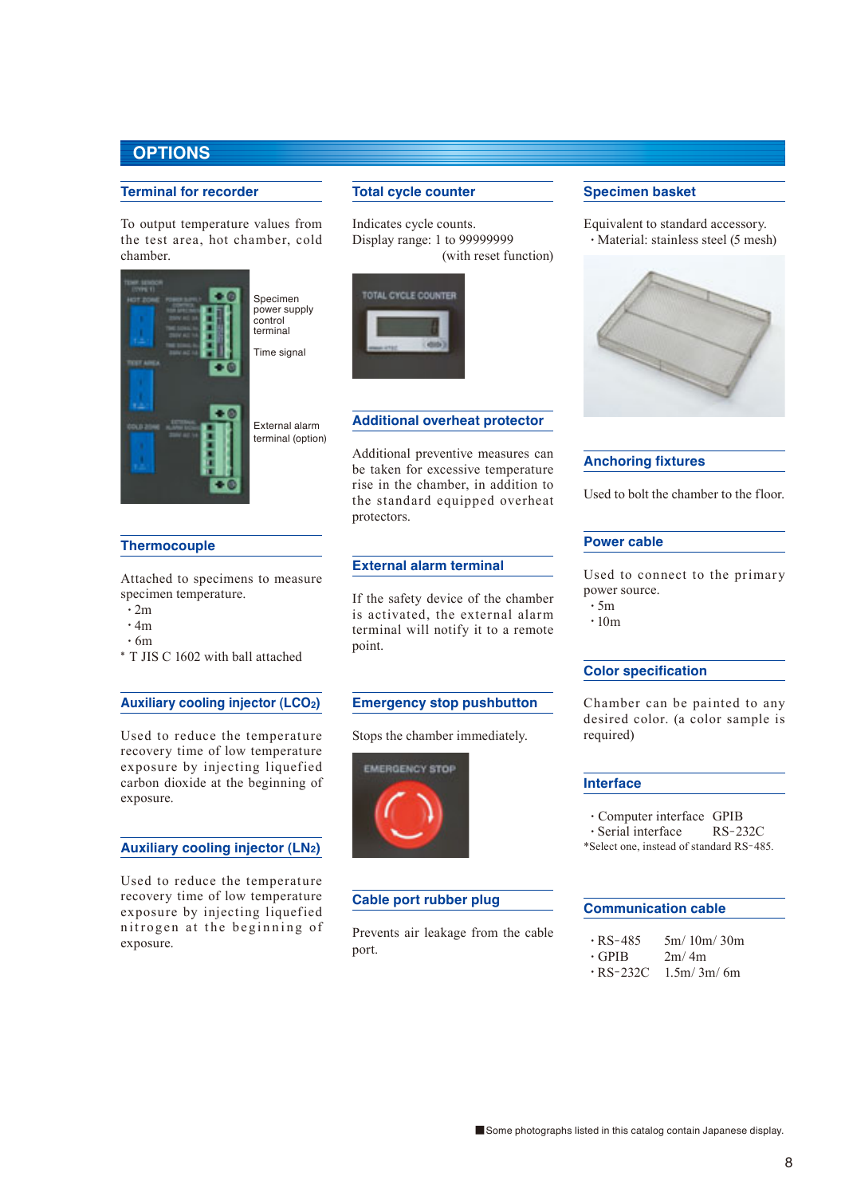# OPTIONS

## Terminal for recorder

To output temperature values from the test area, hot chamber, cold chamber.

Specimen power supply control terminal

Time signal

External alarm terminal (option)

## Thermocouple

Attached to specimens to measure specimen temperature.

- 2m
- 4m
- 6m

* T JIS C 1602 with ball attached

## Auxiliary cooling injector ($LCO_2$)

Used to reduce the temperature recovery time of low temperature exposure by injecting liquefied carbon dioxide at the beginning of exposure.

## Auxiliary cooling injector ($LN_2$)

Used to reduce the temperature recovery time of low temperature exposure by injecting liquefied nitrogen at the beginning of exposure.

## Total cycle counter

Indicates cycle counts.
Display range: 1 to 99999999
(with reset function)

## Additional overheat protector

Additional preventive measures can be taken for excessive temperature rise in the chamber, in addition to the standard equipped overheat protectors.

## External alarm terminal

If the safety device of the chamber is activated, the external alarm terminal will notify it to a remote point.

## Emergency stop pushbutton

Stops the chamber immediately.

## Cable port rubber plug

Prevents air leakage from the cable port.

## Specimen basket

Equivalent to standard accessory.

- Material: stainless steel (5 mesh)

## Anchoring fixtures

Used to bolt the chamber to the floor.

## Power cable

Used to connect to the primary power source.

- 5m
- 10m

## Color specification

Chamber can be painted to any desired color. (a color sample is required)

## Interface

- Computer interface GPIB
- Serial interface RS-232C

*Select one, instead of standard RS-485.

## Communication cable

- RS-485 5m/ 10m/ 30m
- GPIB 2m/ 4m
- RS-232C 1.5m/ 3m/ 6m

■Some photographs listed in this catalog contain Japanese display.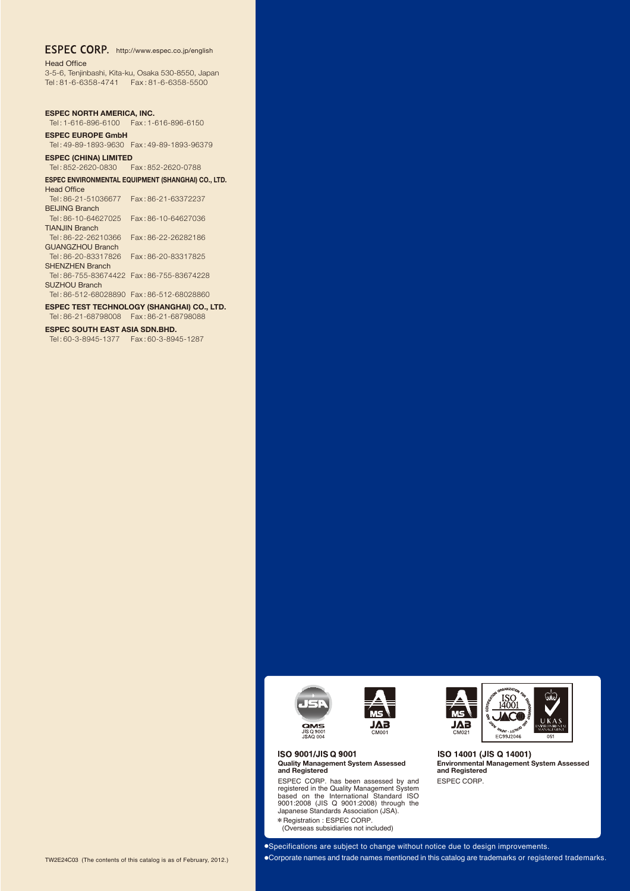**ESPEC CORP.** http://www.espec.co.jp/english

Head Office
3-5-6, Tenjinbashi, Kita-ku, Osaka 530-8550, Japan
Tel : 81-6-6358-4741 Fax : 81-6-6358-5500

**ESPEC NORTH AMERICA, INC.**
Tel : 1-616-896-6100 Fax : 1-616-896-6150

**ESPEC EUROPE GmbH**
Tel : 49-89-1893-9630 Fax : 49-89-1893-96379

**ESPEC (CHINA) LIMITED**
Tel : 852-2620-0830 Fax : 852-2620-0788

**ESPEC ENVIRONMENTAL EQUIPMENT (SHANGHAI) CO., LTD.**
Head Office
Tel : 86-21-51036677 Fax : 86-21-63372237
BEIJING Branch
Tel : 86-10-64627025 Fax : 86-10-64627036
TIANJIN Branch
Tel : 86-22-26210366 Fax : 86-22-26282186
GUANGZHOU Branch
Tel : 86-20-83317826 Fax : 86-20-83317825
SHENZHEN Branch
Tel : 86-755-83674422 Fax : 86-755-83674228
SUZHOU Branch
Tel : 86-512-68028890 Fax : 86-512-68028860

**ESPEC TEST TECHNOLOGY (SHANGHAI) CO., LTD.**
Tel : 86-21-68798008 Fax : 86-21-68798088

**ESPEC SOUTH EAST ASIA SDN.BHD.**
Tel : 60-3-8945-1377 Fax : 60-3-8945-1287

QMS
JIS Q 9001
JSAQ 004

CM001

**ISO 9001/JIS Q 9001**
**Quality Management System Assessed and Registered**

ESPEC CORP. has been assessed by and registered in the Quality Management System based on the International Standard ISO 9001:2008 (JIS Q 9001:2008) through the Japanese Standards Association (JSA).
＊Registration : ESPEC CORP.
(Overseas subsidiaries not included)

CM021

EC99J2046

051

**ISO 14001 (JIS Q 14001)**
**Environmental Management System Assessed and Registered**

ESPEC CORP.

- Specifications are subject to change without notice due to design improvements.
- Corporate names and trade names mentioned in this catalog are trademarks or registered trademarks.

TW2E24C03 (The contents of this catalog is as of February, 2012.)